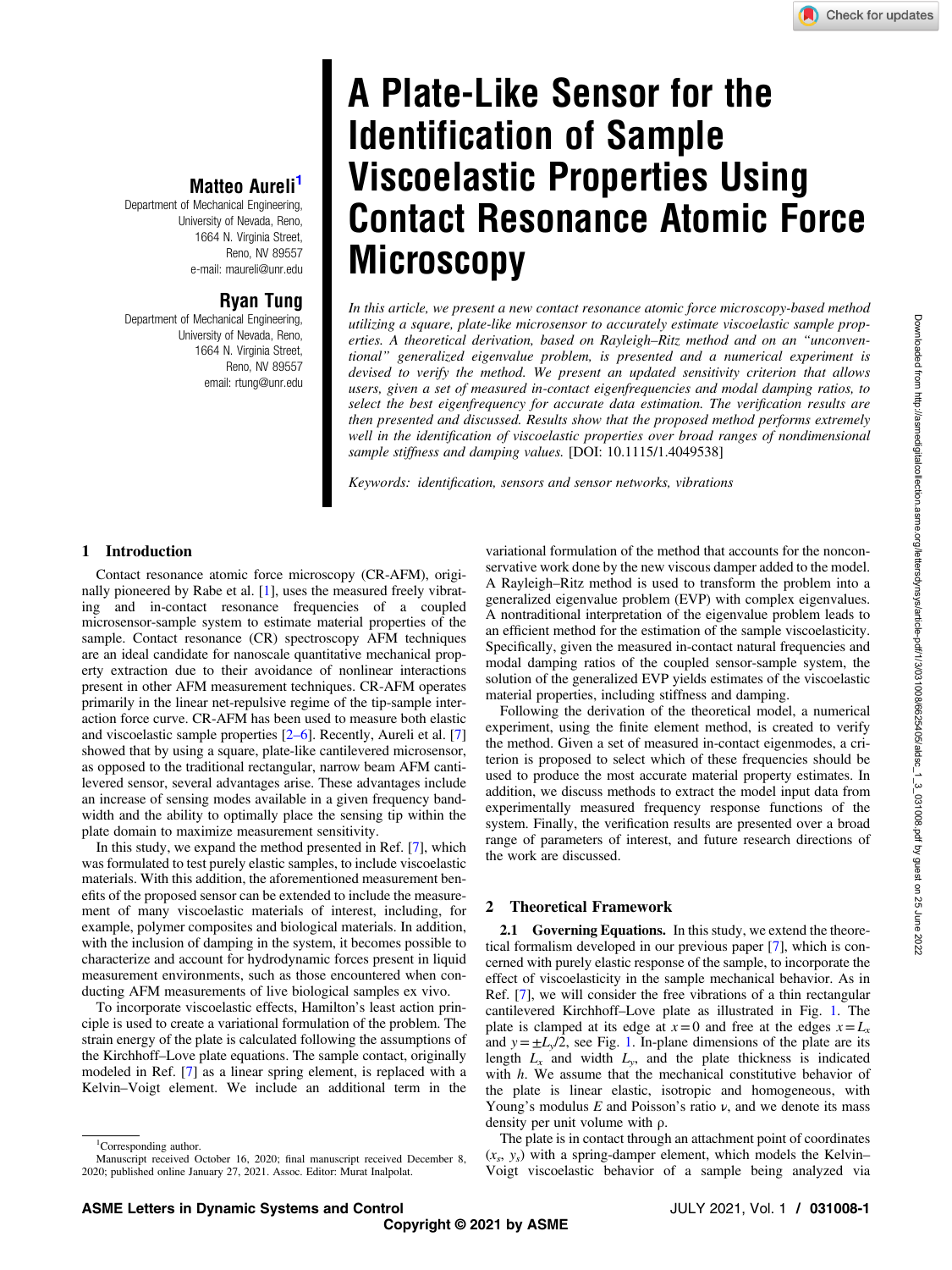# A Plate-Like Sensor for the Identification of Sample Viscoelastic Properties Using Contact Resonance Atomic Force Microscopy

**Matteo Aureli**[1]
Department of Mechanical Engineering,
University of Nevada, Reno,
1664 N. Virginia Street,
Reno, NV 89557
e-mail: maureli@unr.edu

**Ryan Tung**
Department of Mechanical Engineering,
University of Nevada, Reno,
1664 N. Virginia Street,
Reno, NV 89557
email: rtung@unr.edu

*In this article, we present a new contact resonance atomic force microscopy-based method utilizing a square, plate-like microsensor to accurately estimate viscoelastic sample properties. A theoretical derivation, based on Rayleigh–Ritz method and on an "unconventional" generalized eigenvalue problem, is presented and a numerical experiment is devised to verify the method. We present an updated sensitivity criterion that allows users, given a set of measured in-contact eigenfrequencies and modal damping ratios, to select the best eigenfrequency for accurate data estimation. The verification results are then presented and discussed. Results show that the proposed method performs extremely well in the identification of viscoelastic properties over broad ranges of nondimensional sample stiffness and damping values.* [DOI: 10.1115/1.4049538]

*Keywords: identification, sensors and sensor networks, vibrations*

## 1 Introduction

Contact resonance atomic force microscopy (CR-AFM), originally pioneered by Rabe et al. [1], uses the measured freely vibrating and in-contact resonance frequencies of a coupled microsensor-sample system to estimate material properties of the sample. Contact resonance (CR) spectroscopy AFM techniques are an ideal candidate for nanoscale quantitative mechanical property extraction due to their avoidance of nonlinear interactions present in other AFM measurement techniques. CR-AFM operates primarily in the linear net-repulsive regime of the tip-sample interaction force curve. CR-AFM has been used to measure both elastic and viscoelastic sample properties [2–6]. Recently, Aureli et al. [7] showed that by using a square, plate-like cantilevered microsensor, as opposed to the traditional rectangular, narrow beam AFM cantilevered sensor, several advantages arise. These advantages include an increase of sensing modes available in a given frequency bandwidth and the ability to optimally place the sensing tip within the plate domain to maximize measurement sensitivity.

In this study, we expand the method presented in Ref. [7], which was formulated to test purely elastic samples, to include viscoelastic materials. With this addition, the aforementioned measurement benefits of the proposed sensor can be extended to include the measurement of many viscoelastic materials of interest, including, for example, polymer composites and biological materials. In addition, with the inclusion of damping in the system, it becomes possible to characterize and account for hydrodynamic forces present in liquid measurement environments, such as those encountered when conducting AFM measurements of live biological samples ex vivo.

To incorporate viscoelastic effects, Hamilton's least action principle is used to create a variational formulation of the problem. The strain energy of the plate is calculated following the assumptions of the Kirchhoff–Love plate equations. The sample contact, originally modeled in Ref. [7] as a linear spring element, is replaced with a Kelvin–Voigt element. We include an additional term in the variational formulation of the method that accounts for the nonconservative work done by the new viscous damper added to the model. A Rayleigh–Ritz method is used to transform the problem into a generalized eigenvalue problem (EVP) with complex eigenvalues. A nontraditional interpretation of the eigenvalue problem leads to an efficient method for the estimation of the sample viscoelasticity. Specifically, given the measured in-contact natural frequencies and modal damping ratios of the coupled sensor-sample system, the solution of the generalized EVP yields estimates of the viscoelastic material properties, including stiffness and damping.

Following the derivation of the theoretical model, a numerical experiment, using the finite element method, is created to verify the method. Given a set of measured in-contact eigenmodes, a criterion is proposed to select which of these frequencies should be used to produce the most accurate material property estimates. In addition, we discuss methods to extract the model input data from experimentally measured frequency response functions of the system. Finally, the verification results are presented over a broad range of parameters of interest, and future research directions of the work are discussed.

## 2 Theoretical Framework

**2.1 Governing Equations.** In this study, we extend the theoretical formalism developed in our previous paper [7], which is concerned with purely elastic response of the sample, to incorporate the effect of viscoelasticity in the sample mechanical behavior. As in Ref. [7], we will consider the free vibrations of a thin rectangular cantilevered Kirchhoff–Love plate as illustrated in Fig. 1. The plate is clamped at its edge at $x = 0$ and free at the edges $x = L_x$ and $y = \pm L_y/2$, see Fig. 1. In-plane dimensions of the plate are its length $L_x$ and width $L_y$, and the plate thickness is indicated with $h$. We assume that the mechanical constitutive behavior of the plate is linear elastic, isotropic and homogeneous, with Young's modulus $E$ and Poisson's ratio $\nu$, and we denote its mass density per unit volume with $\rho$.

The plate is in contact through an attachment point of coordinates $(x_s, y_s)$ with a spring-damper element, which models the Kelvin–Voigt viscoelastic behavior of a sample being analyzed via

[1]Corresponding author.
Manuscript received October 16, 2020; final manuscript received December 8, 2020; published online January 27, 2021. Assoc. Editor: Murat Inalpolat.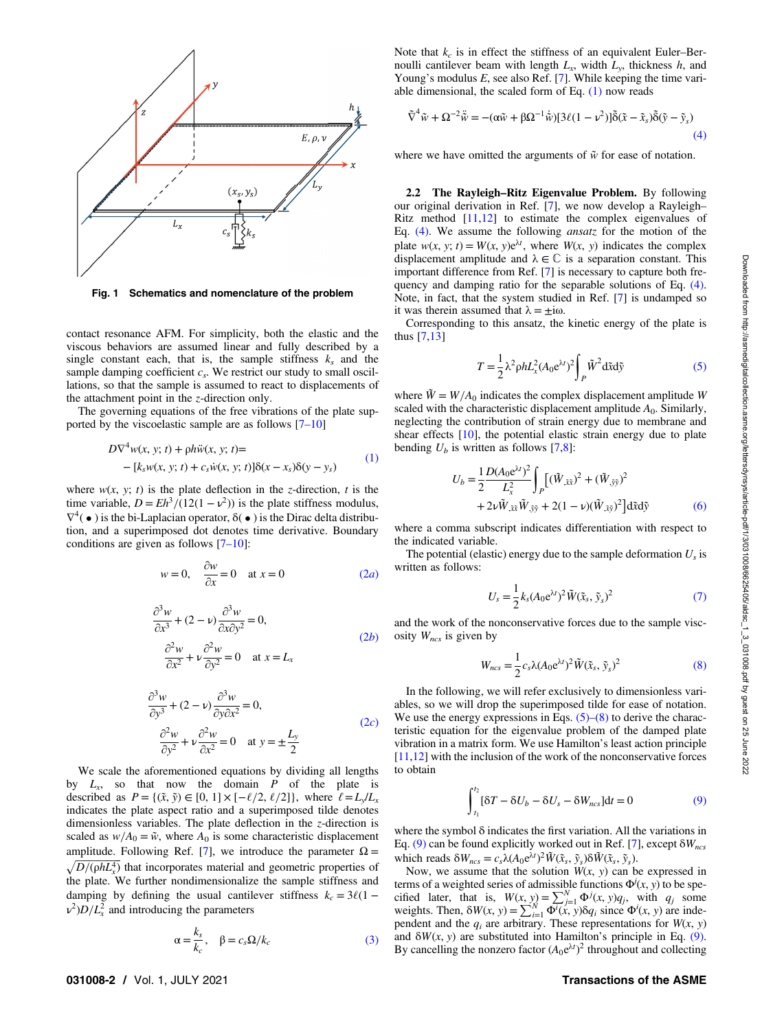Fig. 1 Schematics and nomenclature of the problem

contact resonance AFM. For simplicity, both the elastic and the viscous behaviors are assumed linear and fully described by a single constant each, that is, the sample stiffness $k_s$ and the sample damping coefficient $c_s$. We restrict our study to small oscillations, so that the sample is assumed to react to displacements of the attachment point in the $z$-direction only.

The governing equations of the free vibrations of the plate supported by the viscoelastic sample are as follows [7–10]

$$D\nabla^4 w(x, y; t) + \rho h\ddot{w}(x, y; t) = -[k_s w(x, y; t) + c_s \dot{w}(x, y; t)]\delta(x - x_s)\delta(y - y_s) \tag{1}$$

where $w(x, y; t)$ is the plate deflection in the $z$-direction, $t$ is the time variable, $D = Eh^3/(12(1-\nu^2))$ is the plate stiffness modulus, $\nabla^4(\bullet)$ is the bi-Laplacian operator, $\delta(\bullet)$ is the Dirac delta distribution, and a superimposed dot denotes time derivative. Boundary conditions are given as follows [7–10]:

$$w = 0, \quad \frac{\partial w}{\partial x} = 0 \quad \text{at } x = 0 \tag{2a}$$

$$\frac{\partial^3 w}{\partial x^3} + (2-\nu)\frac{\partial^3 w}{\partial x \partial y^2} = 0, \quad \frac{\partial^2 w}{\partial x^2} + \nu\frac{\partial^2 w}{\partial y^2} = 0 \quad \text{at } x = L_x \tag{2b}$$

$$\frac{\partial^3 w}{\partial y^3} + (2-\nu)\frac{\partial^3 w}{\partial y \partial x^2} = 0, \quad \frac{\partial^2 w}{\partial y^2} + \nu\frac{\partial^2 w}{\partial x^2} = 0 \quad \text{at } y = \pm\frac{L_y}{2} \tag{2c}$$

We scale the aforementioned equations by dividing all lengths by $L_x$, so that now the domain $P$ of the plate is described as $P = \{(\tilde{x}, \tilde{y}) \in [0, 1] \times [-\ell/2, \ell/2]\}$, where $\ell = L_y/L_x$ indicates the plate aspect ratio and a superimposed tilde denotes dimensionless variables. The plate deflection in the $z$-direction is scaled as $w/A_0 = \tilde{w}$, where $A_0$ is some characteristic displacement amplitude. Following Ref. [7], we introduce the parameter $\Omega = \sqrt{D/(\rho h L_x^4)}$ that incorporates material and geometric properties of the plate. We further nondimensionalize the sample stiffness and damping by defining the usual cantilever stiffness $k_c = 3\ell(1-\nu^2)D/L_x^2$ and introducing the parameters

$$\alpha = \frac{k_s}{k_c}, \quad \beta = c_s\Omega/k_c \tag{3}$$

Note that $k_c$ is in effect the stiffness of an equivalent Euler–Bernoulli cantilever beam with length $L_x$, width $L_y$, thickness $h$, and Young's modulus $E$, see also Ref. [7]. While keeping the time variable dimensional, the scaled form of Eq. (1) now reads

$$\tilde{\nabla}^4\tilde{w} + \Omega^{-2}\ddot{\tilde{w}} = -(\alpha\tilde{w} + \beta\Omega^{-1}\dot{\tilde{w}})[3\ell(1-\nu^2)]\tilde{\delta}(\tilde{x} - \tilde{x}_s)\tilde{\delta}(\tilde{y} - \tilde{y}_s) \tag{4}$$

where we have omitted the arguments of $\tilde{w}$ for ease of notation.

### 2.2 The Rayleigh–Ritz Eigenvalue Problem.

By following our original derivation in Ref. [7], we now develop a Rayleigh–Ritz method [11,12] to estimate the complex eigenvalues of Eq. (4). We assume the following *ansatz* for the motion of the plate $w(x, y; t) = W(x, y)e^{\lambda t}$, where $W(x, y)$ indicates the complex displacement amplitude and $\lambda \in \mathbb{C}$ is a separation constant. This important difference from Ref. [7] is necessary to capture both frequency and damping ratio for the separable solutions of Eq. (4). Note, in fact, that the system studied in Ref. [7] is undamped so it was therein assumed that $\lambda = \pm i\omega$.

Corresponding to this ansatz, the kinetic energy of the plate is thus [7,13]

$$T = \frac{1}{2}\lambda^2\rho h L_x^2 (A_0 e^{\lambda t})^2 \int_P \tilde{W}^2 \mathrm{d}\tilde{x}\mathrm{d}\tilde{y} \tag{5}$$

where $\tilde{W} = W/A_0$ indicates the complex displacement amplitude $W$ scaled with the characteristic displacement amplitude $A_0$. Similarly, neglecting the contribution of strain energy due to membrane and shear effects [10], the potential elastic strain energy due to plate bending $U_b$ is written as follows [7,8]:

$$U_b = \frac{1}{2}\frac{D(A_0 e^{\lambda t})^2}{L_x^2}\int_P \left[(\tilde{W}_{,\tilde{x}\tilde{x}})^2 + (\tilde{W}_{,\tilde{y}\tilde{y}})^2 + 2\nu\tilde{W}_{,\tilde{x}\tilde{x}}\tilde{W}_{,\tilde{y}\tilde{y}} + 2(1-\nu)(\tilde{W}_{,\tilde{x}\tilde{y}})^2\right]\mathrm{d}\tilde{x}\mathrm{d}\tilde{y} \tag{6}$$

where a comma subscript indicates differentiation with respect to the indicated variable.

The potential (elastic) energy due to the sample deformation $U_s$ is written as follows:

$$U_s = \frac{1}{2}k_s(A_0 e^{\lambda t})^2\tilde{W}(\tilde{x}_s, \tilde{y}_s)^2 \tag{7}$$

and the work of the nonconservative forces due to the sample viscosity $W_{ncs}$ is given by

$$W_{ncs} = \frac{1}{2}c_s\lambda(A_0 e^{\lambda t})^2\tilde{W}(\tilde{x}_s, \tilde{y}_s)^2 \tag{8}$$

In the following, we will refer exclusively to dimensionless variables, so we will drop the superimposed tilde for ease of notation. We use the energy expressions in Eqs. (5)–(8) to derive the characteristic equation for the eigenvalue problem of the damped plate vibration in a matrix form. We use Hamilton's least action principle [11,12] with the inclusion of the work of the nonconservative forces to obtain

$$\int_{t_1}^{t_2}[\delta T - \delta U_b - \delta U_s - \delta W_{ncs}]\mathrm{d}t = 0 \tag{9}$$

where the symbol $\delta$ indicates the first variation. All the variations in Eq. (9) can be found explicitly worked out in Ref. [7], except $\delta W_{ncs}$ which reads $\delta W_{ncs} = c_s\lambda(A_0 e^{\lambda t})^2\tilde{W}(\tilde{x}_s, \tilde{y}_s)\delta\tilde{W}(\tilde{x}_s, \tilde{y}_s)$.

Now, we assume that the solution $W(x, y)$ can be expressed in terms of a weighted series of admissible functions $\Phi^j(x, y)$ to be specified later, that is, $W(x, y) = \sum_{j=1}^N \Phi^j(x, y)q_j$, with $q_j$ some weights. Then, $\delta W(x, y) = \sum_{i=1}^N \Phi^i(x, y)\delta q_i$ since $\Phi^i(x, y)$ are independent and the $q_i$ are arbitrary. These representations for $W(x, y)$ and $\delta W(x, y)$ are substituted into Hamilton's principle in Eq. (9). By cancelling the nonzero factor $(A_0 e^{\lambda t})^2$ throughout and collecting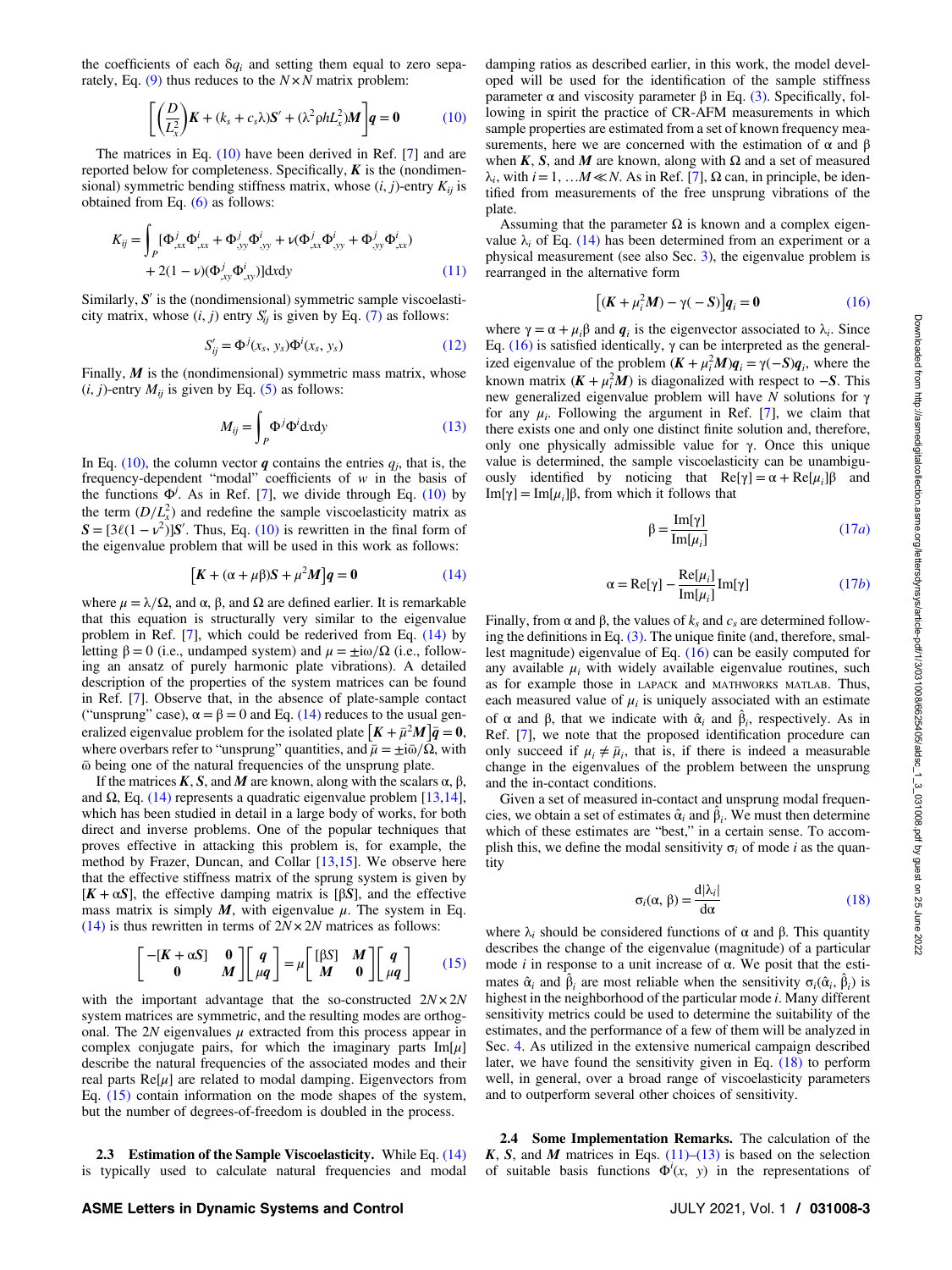the coefficients of each $\delta q_i$ and setting them equal to zero separately, Eq. (9) thus reduces to the $N \times N$ matrix problem:

$$\left[\left(\frac{D}{L_x^2}\right)\boldsymbol{K} + (k_s + c_s\lambda)\boldsymbol{S}' + (\lambda^2 \rho h L_x^2)\boldsymbol{M}\right]\boldsymbol{q} = \boldsymbol{0} \tag{10}$$

The matrices in Eq. (10) have been derived in Ref. [7] and are reported below for completeness. Specifically, $\boldsymbol{K}$ is the (nondimensional) symmetric bending stiffness matrix, whose $(i, j)$-entry $K_{ij}$ is obtained from Eq. (6) as follows:

$$K_{ij} = \int_P [\Phi^j_{,xx}\Phi^i_{,xx} + \Phi^j_{,yy}\Phi^i_{,yy} + \nu(\Phi^j_{,xx}\Phi^i_{,yy} + \Phi^j_{,yy}\Phi^i_{,xx}) + 2(1-\nu)(\Phi^j_{,xy}\Phi^i_{,xy})]\mathrm{d}x\mathrm{d}y \tag{11}$$

Similarly, $\boldsymbol{S}'$ is the (nondimensional) symmetric sample viscoelasticity matrix, whose $(i, j)$ entry $S'_{ij}$ is given by Eq. (7) as follows:

$$S'_{ij} = \Phi^j(x_s, y_s)\Phi^i(x_s, y_s) \tag{12}$$

Finally, $\boldsymbol{M}$ is the (nondimensional) symmetric mass matrix, whose $(i, j)$-entry $M_{ij}$ is given by Eq. (5) as follows:

$$M_{ij} = \int_P \Phi^j \Phi^i \mathrm{d}x\mathrm{d}y \tag{13}$$

In Eq. (10), the column vector $\boldsymbol{q}$ contains the entries $q_j$, that is, the frequency-dependent "modal" coefficients of $w$ in the basis of the functions $\Phi^j$. As in Ref. [7], we divide through Eq. (10) by the term $(D/L_x^2)$ and redefine the sample viscoelasticity matrix as $\boldsymbol{S} = [3\ell(1-\nu^2)]\boldsymbol{S}'$. Thus, Eq. (10) is rewritten in the final form of the eigenvalue problem that will be used in this work as follows:

$$[\boldsymbol{K} + (\alpha + \mu\beta)\boldsymbol{S} + \mu^2\boldsymbol{M}]\boldsymbol{q} = \boldsymbol{0} \tag{14}$$

where $\mu = \lambda/\Omega$, and $\alpha$, $\beta$, and $\Omega$ are defined earlier. It is remarkable that this equation is structurally very similar to the eigenvalue problem in Ref. [7], which could be rederived from Eq. (14) by letting $\beta = 0$ (i.e., undamped system) and $\mu = \pm \mathrm{i}\omega/\Omega$ (i.e., following an ansatz of purely harmonic plate vibrations). A detailed description of the properties of the system matrices can be found in Ref. [7]. Observe that, in the absence of plate-sample contact ("unsprung" case), $\alpha = \beta = 0$ and Eq. (14) reduces to the usual generalized eigenvalue problem for the isolated plate $[\boldsymbol{K} + \bar{\mu}^2\boldsymbol{M}]\bar{\boldsymbol{q}} = \boldsymbol{0}$, where overbars refer to "unsprung" quantities, and $\bar{\mu} = \pm\mathrm{i}\bar{\omega}/\Omega$, with $\bar{\omega}$ being one of the natural frequencies of the unsprung plate.

If the matrices $\boldsymbol{K}$, $\boldsymbol{S}$, and $\boldsymbol{M}$ are known, along with the scalars $\alpha$, $\beta$, and $\Omega$, Eq. (14) represents a quadratic eigenvalue problem [13,14], which has been studied in detail in a large body of works, for both direct and inverse problems. One of the popular techniques that proves effective in attacking this problem is, for example, the method by Frazer, Duncan, and Collar [13,15]. We observe here that the effective stiffness matrix of the sprung system is given by $[\boldsymbol{K} + \alpha\boldsymbol{S}]$, the effective damping matrix is $[\beta\boldsymbol{S}]$, and the effective mass matrix is simply $\boldsymbol{M}$, with eigenvalue $\mu$. The system in Eq. (14) is thus rewritten in terms of $2N \times 2N$ matrices as follows:

$$\begin{bmatrix} -[\boldsymbol{K} + \alpha\boldsymbol{S}] & \boldsymbol{0} \\ \boldsymbol{0} & \boldsymbol{M} \end{bmatrix} \begin{bmatrix} \boldsymbol{q} \\ \mu\boldsymbol{q} \end{bmatrix} = \mu \begin{bmatrix} [\beta S] & \boldsymbol{M} \\ \boldsymbol{M} & \boldsymbol{0} \end{bmatrix} \begin{bmatrix} \boldsymbol{q} \\ \mu\boldsymbol{q} \end{bmatrix} \tag{15}$$

with the important advantage that the so-constructed $2N \times 2N$ system matrices are symmetric, and the resulting modes are orthogonal. The $2N$ eigenvalues $\mu$ extracted from this process appear in complex conjugate pairs, for which the imaginary parts $\mathrm{Im}[\mu]$ describe the natural frequencies of the associated modes and their real parts $\mathrm{Re}[\mu]$ are related to modal damping. Eigenvectors from Eq. (15) contain information on the mode shapes of the system, but the number of degrees-of-freedom is doubled in the process.

### 2.3 Estimation of the Sample Viscoelasticity.

While Eq. (14) is typically used to calculate natural frequencies and modal damping ratios as described earlier, in this work, the model developed will be used for the identification of the sample stiffness parameter $\alpha$ and viscosity parameter $\beta$ in Eq. (3). Specifically, following in spirit the practice of CR-AFM measurements in which sample properties are estimated from a set of known frequency measurements, here we are concerned with the estimation of $\alpha$ and $\beta$ when $\boldsymbol{K}$, $\boldsymbol{S}$, and $\boldsymbol{M}$ are known, along with $\Omega$ and a set of measured $\lambda_i$, with $i = 1, \ldots M \ll N$. As in Ref. [7], $\Omega$ can, in principle, be identified from measurements of the free unsprung vibrations of the plate.

Assuming that the parameter $\Omega$ is known and a complex eigenvalue $\lambda_i$ of Eq. (14) has been determined from an experiment or a physical measurement (see also Sec. 3), the eigenvalue problem is rearranged in the alternative form

$$[(\boldsymbol{K} + \mu_i^2\boldsymbol{M}) - \gamma(-\boldsymbol{S})]\boldsymbol{q}_i = \boldsymbol{0} \tag{16}$$

where $\gamma = \alpha + \mu_i\beta$ and $\boldsymbol{q}_i$ is the eigenvector associated to $\lambda_i$. Since Eq. (16) is satisfied identically, $\gamma$ can be interpreted as the generalized eigenvalue of the problem $(\boldsymbol{K} + \mu_i^2\boldsymbol{M})\boldsymbol{q}_i = \gamma(-\boldsymbol{S})\boldsymbol{q}_i$, where the known matrix $(\boldsymbol{K} + \mu_i^2\boldsymbol{M})$ is diagonalized with respect to $-\boldsymbol{S}$. This new generalized eigenvalue problem will have $N$ solutions for $\gamma$ for any $\mu_i$. Following the argument in Ref. [7], we claim that there exists one and only one distinct finite solution and, therefore, only one physically admissible value for $\gamma$. Once this unique value is determined, the sample viscoelasticity can be unambiguously identified by noticing that $\mathrm{Re}[\gamma] = \alpha + \mathrm{Re}[\mu_i]\beta$ and $\mathrm{Im}[\gamma] = \mathrm{Im}[\mu_i]\beta$, from which it follows that

$$\beta = \frac{\mathrm{Im}[\gamma]}{\mathrm{Im}[\mu_i]} \tag{17a}$$

$$\alpha = \mathrm{Re}[\gamma] - \frac{\mathrm{Re}[\mu_i]}{\mathrm{Im}[\mu_i]}\mathrm{Im}[\gamma] \tag{17b}$$

Finally, from $\alpha$ and $\beta$, the values of $k_s$ and $c_s$ are determined following the definitions in Eq. (3). The unique finite (and, therefore, smallest magnitude) eigenvalue of Eq. (16) can be easily computed for any $\mu_i$ with widely available eigenvalue routines, such as for example those in LAPACK and MATHWORKS MATLAB. Thus, each measured value of $\mu_i$ is uniquely associated with an estimate of $\alpha$ and $\beta$, that we indicate with $\hat{\alpha}_i$ and $\hat{\beta}_i$, respectively. As in Ref. [7], we note that the proposed identification procedure can only succeed if $\mu_i \neq \bar{\mu}_i$, that is, if there is indeed a measurable change in the eigenvalues of the problem between the unsprung and the in-contact conditions.

Given a set of measured in-contact and unsprung modal frequencies, we obtain a set of estimates $\hat{\alpha}_i$ and $\hat{\beta}_i$. We must then determine which of these estimates are "best," in a certain sense. To accomplish this, we define the modal sensitivity $\sigma_i$ of mode $i$ as the quantity

$$\sigma_i(\alpha, \beta) = \frac{\mathrm{d}|\lambda_i|}{\mathrm{d}\alpha} \tag{18}$$

where $\lambda_i$ should be considered functions of $\alpha$ and $\beta$. This quantity describes the change of the eigenvalue (magnitude) of a particular mode $i$ in response to a unit increase of $\alpha$. We posit that the estimates $\hat{\alpha}_i$ and $\hat{\beta}_i$ are most reliable when the sensitivity $\sigma_i(\hat{\alpha}_i, \hat{\beta}_i)$ is highest in the neighborhood of the particular mode $i$. Many different sensitivity metrics could be used to determine the suitability of the estimates, and the performance of a few of them will be analyzed in Sec. 4. As utilized in the extensive numerical campaign described later, we have found the sensitivity given in Eq. (18) to perform well, in general, over a broad range of viscoelasticity parameters and to outperform several other choices of sensitivity.

### 2.4 Some Implementation Remarks.

The calculation of the $\boldsymbol{K}$, $\boldsymbol{S}$, and $\boldsymbol{M}$ matrices in Eqs. (11)–(13) is based on the selection of suitable basis functions $\Phi^i(x, y)$ in the representations of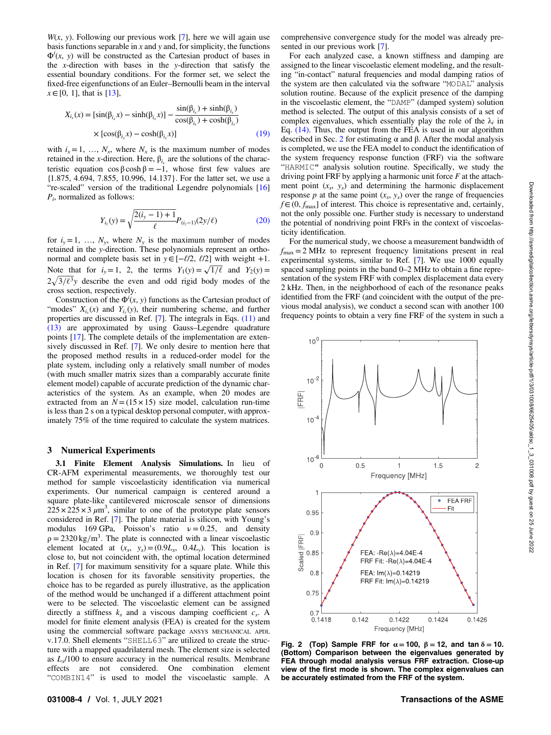$W(x, y)$. Following our previous work [7], here we will again use basis functions separable in $x$ and $y$ and, for simplicity, the functions $\Phi^i(x, y)$ will be constructed as the Cartesian product of bases in the $x$-direction with bases in the $y$-direction that satisfy the essential boundary conditions. For the former set, we select the fixed-free eigenfunctions of an Euler–Bernoulli beam in the interval $x \in [0, 1]$, that is [13],

$$X_{i_x}(x) = [\sin(\beta_{i_x} x) - \sinh(\beta_{i_x} x)] - \frac{\sin(\beta_{i_x}) + \sinh(\beta_{i_x})}{\cos(\beta_{i_x}) + \cosh(\beta_{i_x})} \times [\cos(\beta_{i_x} x) - \cosh(\beta_{i_x} x)] \tag{19}$$

with $i_x = 1, \ldots, N_x$, where $N_x$ is the maximum number of modes retained in the $x$-direction. Here, $\beta_{i_x}$ are the solutions of the characteristic equation $\cos\beta\cosh\beta = -1$, whose first few values are {1.875, 4.694, 7.855, 10.996, 14.137}. For the latter set, we use a "re-scaled" version of the traditional Legendre polynomials [16] $P_i$, normalized as follows:

$$Y_{i_y}(y) = \sqrt{\frac{2(i_y - 1) + 1}{\ell}} P_{(i_y-1)}(2y/\ell) \tag{20}$$

for $i_y = 1, \ldots, N_y$, where $N_y$ is the maximum number of modes retained in the $y$-direction. These polynomials represent an orthonormal and complete basis set in $y \in [-\ell/2, \ell/2]$ with weight +1. Note that for $i_y = 1$, 2, the terms $Y_1(y) = \sqrt{1/\ell}$ and $Y_2(y) = 2\sqrt{3/\ell^3}y$ describe the even and odd rigid body modes of the cross section, respectively.

Construction of the $\Phi^i(x, y)$ functions as the Cartesian product of "modes" $X_{i_x}(x)$ and $Y_{i_y}(y)$, their numbering scheme, and further properties are discussed in Ref. [7]. The integrals in Eqs. (11) and (13) are approximated by using Gauss–Legendre quadrature points [17]. The complete details of the implementation are extensively discussed in Ref. [7]. We only desire to mention here that the proposed method results in a reduced-order model for the plate system, including only a relatively small number of modes (with much smaller matrix sizes than a comparably accurate finite element model) capable of accurate prediction of the dynamic characteristics of the system. As an example, when 20 modes are extracted from an $N = (15 \times 15)$ size model, calculation run-time is less than 2 s on a typical desktop personal computer, with approximately 75% of the time required to calculate the system matrices.

## 3 Numerical Experiments

**3.1 Finite Element Analysis Simulations.** In lieu of CR-AFM experimental measurements, we thoroughly test our method for sample viscoelasticity identification via numerical experiments. Our numerical campaign is centered around a square plate-like cantilevered microscale sensor of dimensions $225 \times 225 \times 3\ \mu m^3$, similar to one of the prototype plate sensors considered in Ref. [7]. The plate material is silicon, with Young's modulus 169 GPa, Poisson's ratio $\nu = 0.25$, and density $\rho = 2320\ kg/m^3$. The plate is connected with a linear viscoelastic element located at $(x_s, y_s) = (0.9L_x, 0.4L_y)$. This location is close to, but not coincident with, the optimal location determined in Ref. [7] for maximum sensitivity for a square plate. While this location is chosen for its favorable sensitivity properties, the choice has to be regarded as purely illustrative, as the application of the method would be unchanged if a different attachment point were to be selected. The viscoelastic element can be assigned directly a stiffness $k_s$ and a viscous damping coefficient $c_s$. A model for finite element analysis (FEA) is created for the system using the commercial software package ANSYS MECHANICAL APDL v.17.0. Shell elements "SHELL63" are utilized to create the structure with a mapped quadrilateral mesh. The element size is selected as $L_x/100$ to ensure accuracy in the numerical results. Membrane effects are not considered. One combination element "COMBIN14" is used to model the viscoelastic sample. A comprehensive convergence study for the model was already presented in our previous work [7].

For each analyzed case, a known stiffness and damping are assigned to the linear viscoelastic element modeling, and the resulting "in-contact" natural frequencies and modal damping ratios of the system are then calculated via the software "MODAL" analysis solution routine. Because of the explicit presence of the damping in the viscoelastic element, the "DAMP" (damped system) solution method is selected. The output of this analysis consists of a set of complex eigenvalues, which essentially play the role of the $\lambda_i$ in Eq. (14). Thus, the output from the FEA is used in our algorithm described in Sec. 2 for estimating $\alpha$ and $\beta$. After the modal analysis is completed, we use the FEA model to conduct the identification of the system frequency response function (FRF) via the software "HARMIC" analysis solution routine. Specifically, we study the driving point FRF by applying a harmonic unit force $F$ at the attachment point $(x_s, y_s)$ and determining the harmonic displacement response $p$ at the same point $(x_s, y_s)$ over the range of frequencies $f \in (0, f_{max}]$ of interest. This choice is representative and, certainly, not the only possible one. Further study is necessary to understand the potential of nondriving point FRFs in the context of viscoelasticity identification.

For the numerical study, we choose a measurement bandwidth of $f_{max} = 2$ MHz to represent frequency limitations present in real experimental systems, similar to Ref. [7]. We use 1000 equally spaced sampling points in the band 0–2 MHz to obtain a fine representation of the system FRF with complex displacement data every 2 kHz. Then, in the neighborhood of each of the resonance peaks identified from the FRF (and coincident with the output of the previous modal analysis), we conduct a second scan with another 100 frequency points to obtain a very fine FRF of the system in such a

**Fig. 2 (Top) Sample FRF for $\alpha = 100$, $\beta = 12$, and $\tan\delta = 10$. (Bottom) Comparison between the eigenvalues generated by FEA through modal analysis versus FRF extraction. Close-up view of the first mode is shown. The complex eigenvalues can be accurately estimated from the FRF of the system.**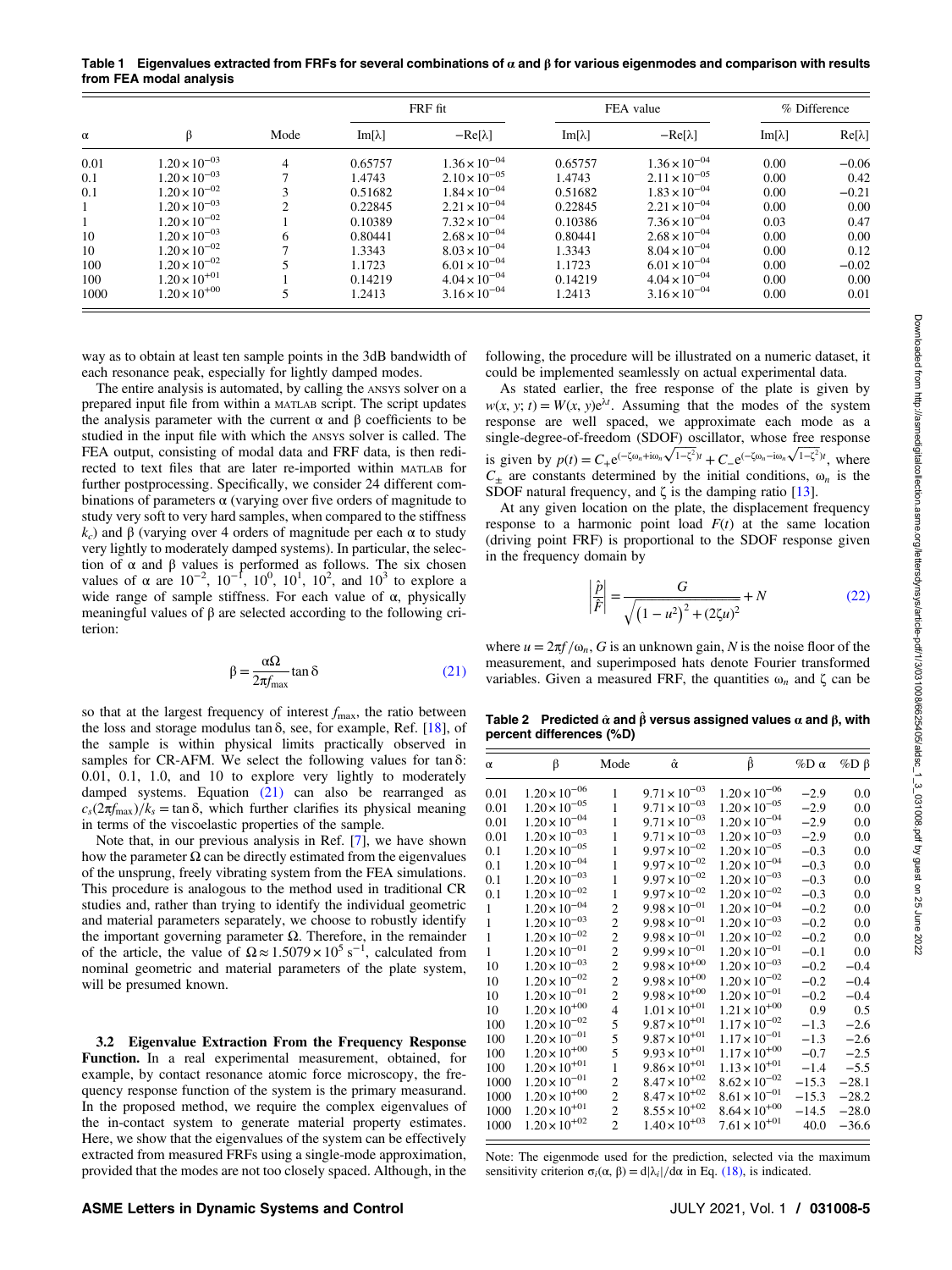**Table 1 Eigenvalues extracted from FRFs for several combinations of α and β for various eigenmodes and comparison with results from FEA modal analysis**

| α | β | Mode | FRF fit | | FEA value | | % Difference | |
|---|---|---|---|---|---|---|---|---|
| | | | Im[λ] | −Re[λ] | Im[λ] | −Re[λ] | Im[λ] | Re[λ] |
| 0.01 | $1.20\times10^{-03}$ | 4 | 0.65757 | $1.36\times10^{-04}$ | 0.65757 | $1.36\times10^{-04}$ | 0.00 | −0.06 |
| 0.1 | $1.20\times10^{-03}$ | 7 | 1.4743 | $2.10\times10^{-05}$ | 1.4743 | $2.11\times10^{-05}$ | 0.00 | 0.42 |
| 0.1 | $1.20\times10^{-02}$ | 3 | 0.51682 | $1.84\times10^{-04}$ | 0.51682 | $1.83\times10^{-04}$ | 0.00 | −0.21 |
| 1 | $1.20\times10^{-03}$ | 2 | 0.22845 | $2.21\times10^{-04}$ | 0.22845 | $2.21\times10^{-04}$ | 0.00 | 0.00 |
| 1 | $1.20\times10^{-02}$ | 1 | 0.10389 | $7.32\times10^{-04}$ | 0.10386 | $7.36\times10^{-04}$ | 0.03 | 0.47 |
| 10 | $1.20\times10^{-03}$ | 6 | 0.80441 | $2.68\times10^{-04}$ | 0.80441 | $2.68\times10^{-04}$ | 0.00 | 0.00 |
| 10 | $1.20\times10^{-02}$ | 7 | 1.3343 | $8.03\times10^{-04}$ | 1.3343 | $8.04\times10^{-04}$ | 0.00 | 0.12 |
| 100 | $1.20\times10^{-02}$ | 5 | 1.1723 | $6.01\times10^{-04}$ | 1.1723 | $6.01\times10^{-04}$ | 0.00 | −0.02 |
| 100 | $1.20\times10^{+01}$ | 1 | 0.14219 | $4.04\times10^{-04}$ | 0.14219 | $4.04\times10^{-04}$ | 0.00 | 0.00 |
| 1000 | $1.20\times10^{+00}$ | 5 | 1.2413 | $3.16\times10^{-04}$ | 1.2413 | $3.16\times10^{-04}$ | 0.00 | 0.01 |

way as to obtain at least ten sample points in the 3dB bandwidth of each resonance peak, especially for lightly damped modes.

The entire analysis is automated, by calling the ANSYS solver on a prepared input file from within a MATLAB script. The script updates the analysis parameter with the current α and β coefficients to be studied in the input file with which the ANSYS solver is called. The FEA output, consisting of modal data and FRF data, is then redirected to text files that are later re-imported within MATLAB for further postprocessing. Specifically, we consider 24 different combinations of parameters α (varying over five orders of magnitude to study very soft to very hard samples, when compared to the stiffness $k_c$) and β (varying over 4 orders of magnitude per each α to study very lightly to moderately damped systems). In particular, the selection of α and β values is performed as follows. The six chosen values of α are $10^{-2}$, $10^{-1}$, $10^{0}$, $10^{1}$, $10^{2}$, and $10^{3}$ to explore a wide range of sample stiffness. For each value of α, physically meaningful values of β are selected according to the following criterion:

$$\beta = \frac{\alpha\Omega}{2\pi f_{\max}} \tan\delta \tag{21}$$

so that at the largest frequency of interest $f_{\max}$, the ratio between the loss and storage modulus $\tan\delta$, see, for example, Ref. [18], of the sample is within physical limits practically observed in samples for CR-AFM. We select the following values for $\tan\delta$: 0.01, 0.1, 1.0, and 10 to explore very lightly to moderately damped systems. Equation (21) can also be rearranged as $c_s(2\pi f_{\max})/k_s = \tan\delta$, which further clarifies its physical meaning in terms of the viscoelastic properties of the sample.

Note that, in our previous analysis in Ref. [7], we have shown how the parameter Ω can be directly estimated from the eigenvalues of the unsprung, freely vibrating system from the FEA simulations. This procedure is analogous to the method used in traditional CR studies and, rather than trying to identify the individual geometric and material parameters separately, we choose to robustly identify the important governing parameter Ω. Therefore, in the remainder of the article, the value of $\Omega \approx 1.5079\times10^{5}\ \mathrm{s}^{-1}$, calculated from nominal geometric and material parameters of the plate system, will be presumed known.

### 3.2 Eigenvalue Extraction From the Frequency Response Function.

In a real experimental measurement, obtained, for example, by contact resonance atomic force microscopy, the frequency response function of the system is the primary measurand. In the proposed method, we require the complex eigenvalues of the in-contact system to generate material property estimates. Here, we show that the eigenvalues of the system can be effectively extracted from measured FRFs using a single-mode approximation, provided that the modes are not too closely spaced. Although, in the following, the procedure will be illustrated on a numeric dataset, it could be implemented seamlessly on actual experimental data.

As stated earlier, the free response of the plate is given by $w(x, y; t) = W(x, y)e^{\lambda t}$. Assuming that the modes of the system response are well spaced, we approximate each mode as a single-degree-of-freedom (SDOF) oscillator, whose free response is given by $p(t) = C_{+}e^{(-\zeta\omega_n + i\omega_n\sqrt{1-\zeta^2})t} + C_{-}e^{(-\zeta\omega_n - i\omega_n\sqrt{1-\zeta^2})t}$, where $C_{\pm}$ are constants determined by the initial conditions, $\omega_n$ is the SDOF natural frequency, and ζ is the damping ratio [13].

At any given location on the plate, the displacement frequency response to a harmonic point load $F(t)$ at the same location (driving point FRF) is proportional to the SDOF response given in the frequency domain by

$$\left|\frac{\hat{p}}{\hat{F}}\right| = \frac{G}{\sqrt{(1-u^2)^2 + (2\zeta u)^2}} + N \tag{22}$$

where $u = 2\pi f/\omega_n$, $G$ is an unknown gain, $N$ is the noise floor of the measurement, and superimposed hats denote Fourier transformed variables. Given a measured FRF, the quantities $\omega_n$ and ζ can be

**Table 2 Predicted $\hat{\alpha}$ and $\hat{\beta}$ versus assigned values α and β, with percent differences (%D)**

| α | β | Mode | $\hat{\alpha}$ | $\hat{\beta}$ | %D α | %D β |
|---|---|---|---|---|---|---|
| 0.01 | $1.20\times10^{-06}$ | 1 | $9.71\times10^{-03}$ | $1.20\times10^{-06}$ | −2.9 | 0.0 |
| 0.01 | $1.20\times10^{-05}$ | 1 | $9.71\times10^{-03}$ | $1.20\times10^{-05}$ | −2.9 | 0.0 |
| 0.01 | $1.20\times10^{-04}$ | 1 | $9.71\times10^{-03}$ | $1.20\times10^{-04}$ | −2.9 | 0.0 |
| 0.01 | $1.20\times10^{-03}$ | 1 | $9.71\times10^{-03}$ | $1.20\times10^{-03}$ | −2.9 | 0.0 |
| 0.1 | $1.20\times10^{-05}$ | 1 | $9.97\times10^{-02}$ | $1.20\times10^{-05}$ | −0.3 | 0.0 |
| 0.1 | $1.20\times10^{-04}$ | 1 | $9.97\times10^{-02}$ | $1.20\times10^{-04}$ | −0.3 | 0.0 |
| 0.1 | $1.20\times10^{-03}$ | 1 | $9.97\times10^{-02}$ | $1.20\times10^{-03}$ | −0.3 | 0.0 |
| 0.1 | $1.20\times10^{-02}$ | 1 | $9.97\times10^{-02}$ | $1.20\times10^{-02}$ | −0.3 | 0.0 |
| 1 | $1.20\times10^{-04}$ | 2 | $9.98\times10^{-01}$ | $1.20\times10^{-04}$ | −0.2 | 0.0 |
| 1 | $1.20\times10^{-03}$ | 2 | $9.98\times10^{-01}$ | $1.20\times10^{-03}$ | −0.2 | 0.0 |
| 1 | $1.20\times10^{-02}$ | 2 | $9.98\times10^{-01}$ | $1.20\times10^{-02}$ | −0.2 | 0.0 |
| 1 | $1.20\times10^{-01}$ | 2 | $9.99\times10^{-01}$ | $1.20\times10^{-01}$ | −0.1 | 0.0 |
| 10 | $1.20\times10^{-03}$ | 2 | $9.98\times10^{+00}$ | $1.20\times10^{-03}$ | −0.2 | −0.4 |
| 10 | $1.20\times10^{-02}$ | 2 | $9.98\times10^{+00}$ | $1.20\times10^{-02}$ | −0.2 | −0.4 |
| 10 | $1.20\times10^{-01}$ | 2 | $9.98\times10^{+00}$ | $1.20\times10^{-01}$ | −0.2 | −0.4 |
| 10 | $1.20\times10^{+00}$ | 4 | $1.01\times10^{+01}$ | $1.21\times10^{+00}$ | 0.9 | 0.5 |
| 100 | $1.20\times10^{-02}$ | 5 | $9.87\times10^{+01}$ | $1.17\times10^{-02}$ | −1.3 | −2.6 |
| 100 | $1.20\times10^{-01}$ | 5 | $9.87\times10^{+01}$ | $1.17\times10^{-01}$ | −1.3 | −2.6 |
| 100 | $1.20\times10^{+00}$ | 5 | $9.93\times10^{+01}$ | $1.17\times10^{+00}$ | −0.7 | −2.5 |
| 100 | $1.20\times10^{+01}$ | 1 | $9.86\times10^{+01}$ | $1.13\times10^{+01}$ | −1.4 | −5.5 |
| 1000 | $1.20\times10^{-01}$ | 2 | $8.47\times10^{+02}$ | $8.62\times10^{-02}$ | −15.3 | −28.1 |
| 1000 | $1.20\times10^{+00}$ | 2 | $8.47\times10^{+02}$ | $8.61\times10^{-01}$ | −15.3 | −28.2 |
| 1000 | $1.20\times10^{+01}$ | 2 | $8.55\times10^{+02}$ | $8.64\times10^{+00}$ | −14.5 | −28.0 |
| 1000 | $1.20\times10^{+02}$ | 2 | $1.40\times10^{+03}$ | $7.61\times10^{+01}$ | 40.0 | −36.6 |

Note: The eigenmode used for the prediction, selected via the maximum sensitivity criterion $\sigma_i(\alpha, \beta) = d|\lambda_i|/d\alpha$ in Eq. (18), is indicated.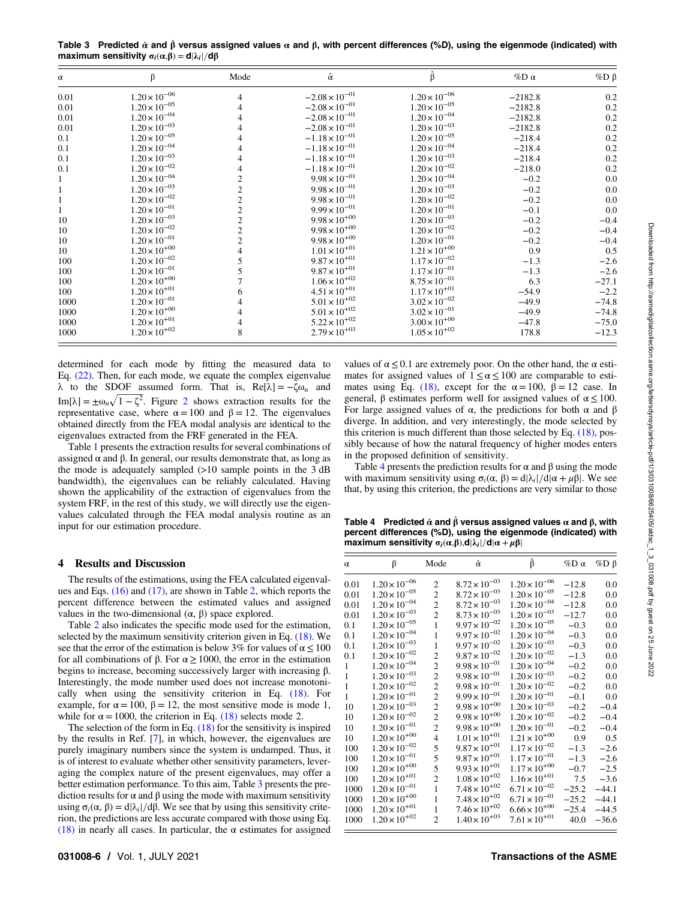**Table 3 Predicted $\hat{\alpha}$ and $\hat{\beta}$ versus assigned values α and β, with percent differences (%D), using the eigenmode (indicated) with maximum sensitivity $\sigma_i(\alpha,\beta) = d|\lambda_i|/d\beta$**

| α | β | Mode | $\hat{\alpha}$ | $\hat{\beta}$ | %D α | %D β |
|---|---|---|---|---|---|---|
| 0.01 | $1.20\times10^{-06}$ | 4 | $-2.08\times10^{-01}$ | $1.20\times10^{-06}$ | −2182.8 | 0.2 |
| 0.01 | $1.20\times10^{-05}$ | 4 | $-2.08\times10^{-01}$ | $1.20\times10^{-05}$ | −2182.8 | 0.2 |
| 0.01 | $1.20\times10^{-04}$ | 4 | $-2.08\times10^{-01}$ | $1.20\times10^{-04}$ | −2182.8 | 0.2 |
| 0.01 | $1.20\times10^{-03}$ | 4 | $-2.08\times10^{-01}$ | $1.20\times10^{-03}$ | −2182.8 | 0.2 |
| 0.1 | $1.20\times10^{-05}$ | 4 | $-1.18\times10^{-01}$ | $1.20\times10^{-05}$ | −218.4 | 0.2 |
| 0.1 | $1.20\times10^{-04}$ | 4 | $-1.18\times10^{-01}$ | $1.20\times10^{-04}$ | −218.4 | 0.2 |
| 0.1 | $1.20\times10^{-03}$ | 4 | $-1.18\times10^{-01}$ | $1.20\times10^{-03}$ | −218.4 | 0.2 |
| 0.1 | $1.20\times10^{-02}$ | 4 | $-1.18\times10^{-01}$ | $1.20\times10^{-02}$ | −218.0 | 0.2 |
| 1 | $1.20\times10^{-04}$ | 2 | $9.98\times10^{-01}$ | $1.20\times10^{-04}$ | −0.2 | 0.0 |
| 1 | $1.20\times10^{-03}$ | 2 | $9.98\times10^{-01}$ | $1.20\times10^{-03}$ | −0.2 | 0.0 |
| 1 | $1.20\times10^{-02}$ | 2 | $9.98\times10^{-01}$ | $1.20\times10^{-02}$ | −0.2 | 0.0 |
| 1 | $1.20\times10^{-01}$ | 2 | $9.99\times10^{-01}$ | $1.20\times10^{-01}$ | −0.1 | 0.0 |
| 10 | $1.20\times10^{-03}$ | 2 | $9.98\times10^{+00}$ | $1.20\times10^{-03}$ | −0.2 | −0.4 |
| 10 | $1.20\times10^{-02}$ | 2 | $9.98\times10^{+00}$ | $1.20\times10^{-02}$ | −0.2 | −0.4 |
| 10 | $1.20\times10^{-01}$ | 2 | $9.98\times10^{+00}$ | $1.20\times10^{-01}$ | −0.2 | −0.4 |
| 10 | $1.20\times10^{+00}$ | 4 | $1.01\times10^{+01}$ | $1.21\times10^{+00}$ | 0.9 | 0.5 |
| 100 | $1.20\times10^{-02}$ | 5 | $9.87\times10^{+01}$ | $1.17\times10^{-02}$ | −1.3 | −2.6 |
| 100 | $1.20\times10^{-01}$ | 5 | $9.87\times10^{+01}$ | $1.17\times10^{-01}$ | −1.3 | −2.6 |
| 100 | $1.20\times10^{+00}$ | 7 | $1.06\times10^{+02}$ | $8.75\times10^{-01}$ | 6.3 | −27.1 |
| 100 | $1.20\times10^{+01}$ | 6 | $4.51\times10^{+01}$ | $1.17\times10^{+01}$ | −54.9 | −2.2 |
| 1000 | $1.20\times10^{-01}$ | 4 | $5.01\times10^{+02}$ | $3.02\times10^{-02}$ | −49.9 | −74.8 |
| 1000 | $1.20\times10^{+00}$ | 4 | $5.01\times10^{+02}$ | $3.02\times10^{-01}$ | −49.9 | −74.8 |
| 1000 | $1.20\times10^{+01}$ | 4 | $5.22\times10^{+02}$ | $3.00\times10^{+00}$ | −47.8 | −75.0 |
| 1000 | $1.20\times10^{+02}$ | 8 | $2.79\times10^{+03}$ | $1.05\times10^{+02}$ | 178.8 | −12.3 |

determined for each mode by fitting the measured data to Eq. (22). Then, for each mode, we equate the complex eigenvalue λ to the SDOF assumed form. That is, $\mathrm{Re}[\lambda] = -\zeta\omega_n$ and $\mathrm{Im}[\lambda] = \pm\omega_n\sqrt{1-\zeta^2}$. Figure 2 shows extraction results for the representative case, where α = 100 and β = 12. The eigenvalues obtained directly from the FEA modal analysis are identical to the eigenvalues extracted from the FRF generated in the FEA.

Table 1 presents the extraction results for several combinations of assigned α and β. In general, our results demonstrate that, as long as the mode is adequately sampled (>10 sample points in the 3 dB bandwidth), the eigenvalues can be reliably calculated. Having shown the applicability of the extraction of eigenvalues from the system FRF, in the rest of this study, we will directly use the eigenvalues calculated through the FEA modal analysis routine as an input for our estimation procedure.

## 4 Results and Discussion

The results of the estimations, using the FEA calculated eigenvalues and Eqs. (16) and (17), are shown in Table 2, which reports the percent difference between the estimated values and assigned values in the two-dimensional (α, β) space explored.

Table 2 also indicates the specific mode used for the estimation, selected by the maximum sensitivity criterion given in Eq. (18). We see that the error of the estimation is below 3% for values of α ≤ 100 for all combinations of β. For α ≥ 1000, the error in the estimation begins to increase, becoming successively larger with increasing β. Interestingly, the mode number used does not increase monotonically when using the sensitivity criterion in Eq. (18). For example, for α = 100, β = 12, the most sensitive mode is mode 1, while for α = 1000, the criterion in Eq. (18) selects mode 2.

The selection of the form in Eq. (18) for the sensitivity is inspired by the results in Ref. [7], in which, however, the eigenvalues are purely imaginary numbers since the system is undamped. Thus, it is of interest to evaluate whether other sensitivity parameters, leveraging the complex nature of the present eigenvalues, may offer a better estimation performance. To this aim, Table 3 presents the prediction results for α and β using the mode with maximum sensitivity using $\sigma_i(\alpha, \beta) = d|\lambda_i|/d\beta$. We see that by using this sensitivity criterion, the predictions are less accurate compared with those using Eq. (18) in nearly all cases. In particular, the α estimates for assigned values of α ≤ 0.1 are extremely poor. On the other hand, the α estimates for assigned values of 1 ≤ α ≤ 100 are comparable to estimates using Eq. (18), except for the α = 100, β = 12 case. In general, β estimates perform well for assigned values of α ≤ 100. For large assigned values of α, the predictions for both α and β diverge. In addition, and very interestingly, the mode selected by this criterion is much different than those selected by Eq. (18), possibly because of how the natural frequency of higher modes enters in the proposed definition of sensitivity.

Table 4 presents the prediction results for α and β using the mode with maximum sensitivity using $\sigma_i(\alpha, \beta) = d|\lambda_i|/d|\alpha + \mu\beta|$. We see that, by using this criterion, the predictions are very similar to those

**Table 4 Predicted $\hat{\alpha}$ and $\hat{\beta}$ versus assigned values α and β, with percent differences (%D), using the eigenmode (indicated) with maximum sensitivity $\sigma_i(\alpha,\beta), d|\lambda_i|/d|\alpha + \mu\beta|$**

| α | β | Mode | $\hat{\alpha}$ | $\hat{\beta}$ | %D α | %D β |
|---|---|---|---|---|---|---|
| 0.01 | $1.20\times10^{-06}$ | 2 | $8.72\times10^{-03}$ | $1.20\times10^{-06}$ | −12.8 | 0.0 |
| 0.01 | $1.20\times10^{-05}$ | 2 | $8.72\times10^{-03}$ | $1.20\times10^{-05}$ | −12.8 | 0.0 |
| 0.01 | $1.20\times10^{-04}$ | 2 | $8.72\times10^{-03}$ | $1.20\times10^{-04}$ | −12.8 | 0.0 |
| 0.01 | $1.20\times10^{-03}$ | 2 | $8.73\times10^{-03}$ | $1.20\times10^{-03}$ | −12.7 | 0.0 |
| 0.1 | $1.20\times10^{-05}$ | 1 | $9.97\times10^{-02}$ | $1.20\times10^{-05}$ | −0.3 | 0.0 |
| 0.1 | $1.20\times10^{-04}$ | 1 | $9.97\times10^{-02}$ | $1.20\times10^{-04}$ | −0.3 | 0.0 |
| 0.1 | $1.20\times10^{-03}$ | 1 | $9.97\times10^{-02}$ | $1.20\times10^{-03}$ | −0.3 | 0.0 |
| 0.1 | $1.20\times10^{-02}$ | 2 | $9.87\times10^{-02}$ | $1.20\times10^{-02}$ | −1.3 | 0.0 |
| 1 | $1.20\times10^{-04}$ | 2 | $9.98\times10^{-01}$ | $1.20\times10^{-04}$ | −0.2 | 0.0 |
| 1 | $1.20\times10^{-03}$ | 2 | $9.98\times10^{-01}$ | $1.20\times10^{-03}$ | −0.2 | 0.0 |
| 1 | $1.20\times10^{-02}$ | 2 | $9.98\times10^{-01}$ | $1.20\times10^{-02}$ | −0.2 | 0.0 |
| 1 | $1.20\times10^{-01}$ | 2 | $9.99\times10^{-01}$ | $1.20\times10^{-01}$ | −0.1 | 0.0 |
| 10 | $1.20\times10^{-03}$ | 2 | $9.98\times10^{+00}$ | $1.20\times10^{-03}$ | −0.2 | −0.4 |
| 10 | $1.20\times10^{-02}$ | 2 | $9.98\times10^{+00}$ | $1.20\times10^{-02}$ | −0.2 | −0.4 |
| 10 | $1.20\times10^{-01}$ | 2 | $9.98\times10^{+00}$ | $1.20\times10^{-01}$ | −0.2 | −0.4 |
| 10 | $1.20\times10^{+00}$ | 4 | $1.01\times10^{+01}$ | $1.21\times10^{+00}$ | 0.9 | 0.5 |
| 100 | $1.20\times10^{-02}$ | 5 | $9.87\times10^{+01}$ | $1.17\times10^{-02}$ | −1.3 | −2.6 |
| 100 | $1.20\times10^{-01}$ | 5 | $9.87\times10^{+01}$ | $1.17\times10^{-01}$ | −1.3 | −2.6 |
| 100 | $1.20\times10^{+00}$ | 5 | $9.93\times10^{+01}$ | $1.17\times10^{+00}$ | −0.7 | −2.5 |
| 100 | $1.20\times10^{+01}$ | 2 | $1.08\times10^{+02}$ | $1.16\times10^{+01}$ | 7.5 | −3.6 |
| 1000 | $1.20\times10^{-01}$ | 1 | $7.48\times10^{+02}$ | $6.71\times10^{-02}$ | −25.2 | −44.1 |
| 1000 | $1.20\times10^{+00}$ | 1 | $7.48\times10^{+02}$ | $6.71\times10^{-01}$ | −25.2 | −44.1 |
| 1000 | $1.20\times10^{+01}$ | 1 | $7.46\times10^{+02}$ | $6.66\times10^{+00}$ | −25.4 | −44.5 |
| 1000 | $1.20\times10^{+02}$ | 2 | $1.40\times10^{+03}$ | $7.61\times10^{+01}$ | 40.0 | −36.6 |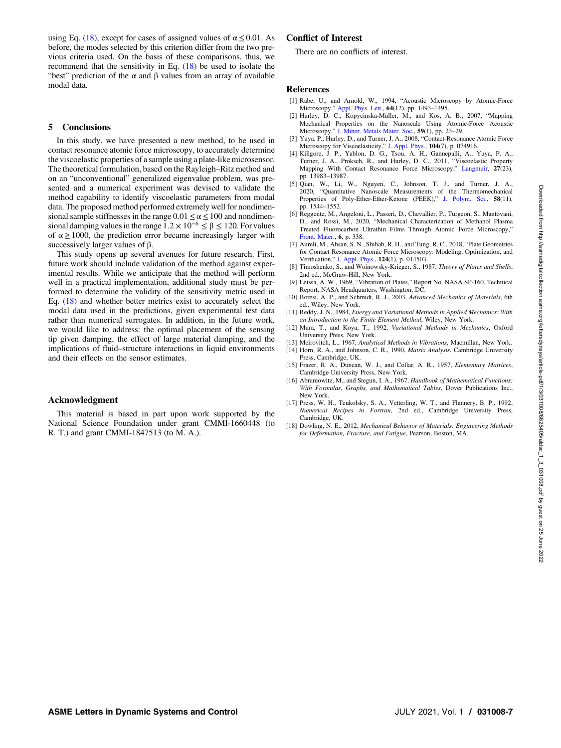using Eq. (18), except for cases of assigned values of $\alpha \leq 0.01$. As before, the modes selected by this criterion differ from the two previous criteria used. On the basis of these comparisons, thus, we recommend that the sensitivity in Eq. (18) be used to isolate the "best" prediction of the α and β values from an array of available modal data.

## 5 Conclusions

In this study, we have presented a new method, to be used in contact resonance atomic force microscopy, to accurately determine the viscoelastic properties of a sample using a plate-like microsensor. The theoretical formulation, based on the Rayleigh–Ritz method and on an "unconventional" generalized eigenvalue problem, was presented and a numerical experiment was devised to validate the method capability to identify viscoelastic parameters from modal data. The proposed method performed extremely well for nondimensional sample stiffnesses in the range $0.01 \leq \alpha \leq 100$ and nondimensional damping values in the range $1.2 \times 10^{-6} \leq \beta \leq 120$. For values of $\alpha \geq 1000$, the prediction error became increasingly larger with successively larger values of β.

This study opens up several avenues for future research. First, future work should include validation of the method against experimental results. While we anticipate that the method will perform well in a practical implementation, additional study must be performed to determine the validity of the sensitivity metric used in Eq. (18) and whether better metrics exist to accurately select the modal data used in the predictions, given experimental test data rather than numerical surrogates. In addition, in the future work, we would like to address: the optimal placement of the sensing tip given damping, the effect of large material damping, and the implications of fluid–structure interactions in liquid environments and their effects on the sensor estimates.

## Acknowledgment

This material is based in part upon work supported by the National Science Foundation under grant CMMI-1660448 (to R. T.) and grant CMMI-1847513 (to M. A.).

## Conflict of Interest

There are no conflicts of interest.

## References

[1] Rabe, U., and Arnold, W., 1994, "Acoustic Microscopy by Atomic-Force Microscopy," Appl. Phys. Lett., **64**(12), pp. 1493–1495.

[2] Hurley, D. C., Kopycinska-Müller, M., and Kos, A. B., 2007, "Mapping Mechanical Properties on the Nanoscale Using Atomic-Force Acoustic Microscopy," J. Miner. Metals Mater. Soc., **59**(1), pp. 23–29.

[3] Yuya, P., Hurley, D., and Turner, J. A., 2008, "Contact-Resonance Atomic Force Microscopy for Viscoelasticity," J. Appl. Phys., **104**(7), p. 074916.

[4] Killgore, J. P., Yablon, D. G., Tsou, A. H., Gannepalli, A., Yuya, P. A., Turner, J. A., Proksch, R., and Hurley, D. C., 2011, "Viscoelastic Property Mapping With Contact Resonance Force Microscopy," Langmuir, **27**(23), pp. 13983–13987.

[5] Qian, W., Li, W., Nguyen, C., Johnson, T. J., and Turner, J. A., 2020, "Quantitative Nanoscale Measurements of the Thermomechanical Properties of Poly-Ether-Ether-Ketone (PEEK)," J. Polym. Sci., **58**(11), pp. 1544–1552.

[6] Reggente, M., Angeloni, L., Passeri, D., Chevallier, P., Turgeon, S., Mantovani, D., and Rossi, M., 2020, "Mechanical Characterization of Methanol Plasma Treated Fluorocarbon Ultrathin Films Through Atomic Force Microscopy," Front. Mater., **6**, p. 338.

[7] Aureli, M., Ahsan, S. N., Shihab, R. H., and Tung, R. C., 2018, "Plate Geometries for Contact Resonance Atomic Force Microscopy: Modeling, Optimization, and Verification," J. Appl. Phys., **124**(1), p. 014503.

[8] Timoshenko, S., and Woinowsky-Krieger, S., 1987, *Theory of Plates and Shells*, 2nd ed., McGraw-Hill, New York.

[9] Leissa, A. W., 1969, "Vibration of Plates," Report No. NASA SP-160, Technical Report, NASA Headquarters, Washington, DC.

[10] Boresi, A. P., and Schmidt, R. J., 2003, *Advanced Mechanics of Materials*, 6th ed., Wiley, New York.

[11] Reddy, J. N., 1984, *Energy and Variational Methods in Applied Mechanics: With an Introduction to the Finite Element Method*, Wiley, New York.

[12] Mura, T., and Koya, T., 1992, *Variational Methods in Mechanics*, Oxford University Press, New York.

[13] Meirovitch, L., 1967, *Analytical Methods in Vibrations*, Macmillan, New York.

[14] Horn, R. A., and Johnson, C. R., 1990, *Matrix Analysis*, Cambridge University Press, Cambridge, UK.

[15] Frazer, R. A., Duncan, W. J., and Collar, A. R., 1957, *Elementary Matrices*, Cambridge University Press, New York.

[16] Abramowitz, M., and Stegun, I. A., 1967, *Handbook of Mathematical Functions: With Formulas, Graphs, and Mathematical Tables*, Dover Publications Inc., New York.

[17] Press, W. H., Teukolsky, S. A., Vetterling, W. T., and Flannery, B. P., 1992, *Numerical Recipes in Fortran*, 2nd ed., Cambridge University Press, Cambridge, UK.

[18] Dowling, N. E., 2012, *Mechanical Behavior of Materials: Engineering Methods for Deformation, Fracture, and Fatigue*, Pearson, Boston, MA.